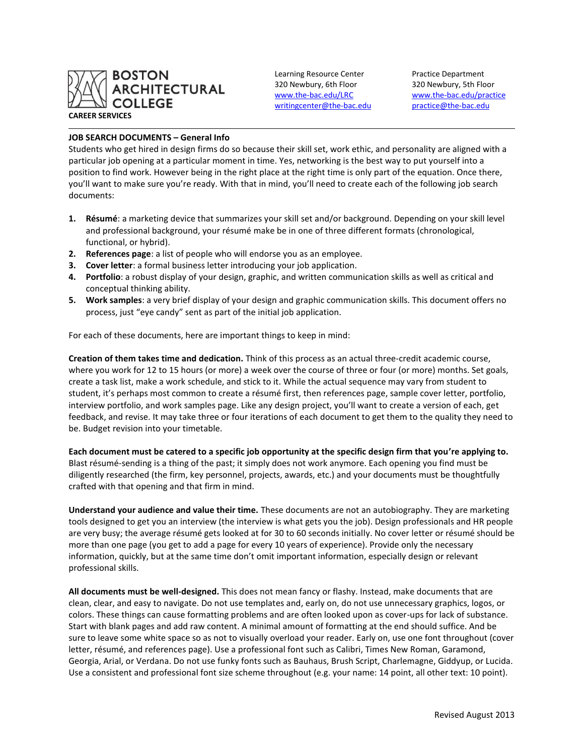**BOSTON ARCHITECTURAL COLLEGE**

**CAREER SERVICES**

Learning Resource Center
320 Newbury, 6th Floor
www.the-bac.edu/LRC
writingcenter@the-bac.edu

Practice Department
320 Newbury, 5th Floor
www.the-bac.edu/practice
practice@the-bac.edu

---

**JOB SEARCH DOCUMENTS – General Info**

Students who get hired in design firms do so because their skill set, work ethic, and personality are aligned with a particular job opening at a particular moment in time. Yes, networking is the best way to put yourself into a position to find work. However being in the right place at the right time is only part of the equation. Once there, you'll want to make sure you're ready. With that in mind, you'll need to create each of the following job search documents:

1. **Résumé**: a marketing device that summarizes your skill set and/or background. Depending on your skill level and professional background, your résumé make be in one of three different formats (chronological, functional, or hybrid).
2. **References page**: a list of people who will endorse you as an employee.
3. **Cover letter**: a formal business letter introducing your job application.
4. **Portfolio**: a robust display of your design, graphic, and written communication skills as well as critical and conceptual thinking ability.
5. **Work samples**: a very brief display of your design and graphic communication skills. This document offers no process, just "eye candy" sent as part of the initial job application.

For each of these documents, here are important things to keep in mind:

**Creation of them takes time and dedication.** Think of this process as an actual three-credit academic course, where you work for 12 to 15 hours (or more) a week over the course of three or four (or more) months. Set goals, create a task list, make a work schedule, and stick to it. While the actual sequence may vary from student to student, it's perhaps most common to create a résumé first, then references page, sample cover letter, portfolio, interview portfolio, and work samples page. Like any design project, you'll want to create a version of each, get feedback, and revise. It may take three or four iterations of each document to get them to the quality they need to be. Budget revision into your timetable.

**Each document must be catered to a specific job opportunity at the specific design firm that you're applying to.** Blast résumé-sending is a thing of the past; it simply does not work anymore. Each opening you find must be diligently researched (the firm, key personnel, projects, awards, etc.) and your documents must be thoughtfully crafted with that opening and that firm in mind.

**Understand your audience and value their time.** These documents are not an autobiography. They are marketing tools designed to get you an interview (the interview is what gets you the job). Design professionals and HR people are very busy; the average résumé gets looked at for 30 to 60 seconds initially. No cover letter or résumé should be more than one page (you get to add a page for every 10 years of experience). Provide only the necessary information, quickly, but at the same time don't omit important information, especially design or relevant professional skills.

**All documents must be well-designed.** This does not mean fancy or flashy. Instead, make documents that are clean, clear, and easy to navigate. Do not use templates and, early on, do not use unnecessary graphics, logos, or colors. These things can cause formatting problems and are often looked upon as cover-ups for lack of substance. Start with blank pages and add raw content. A minimal amount of formatting at the end should suffice. And be sure to leave some white space so as not to visually overload your reader. Early on, use one font throughout (cover letter, résumé, and references page). Use a professional font such as Calibri, Times New Roman, Garamond, Georgia, Arial, or Verdana. Do not use funky fonts such as Bauhaus, Brush Script, Charlemagne, Giddyup, or Lucida. Use a consistent and professional font size scheme throughout (e.g. your name: 14 point, all other text: 10 point).

Revised August 2013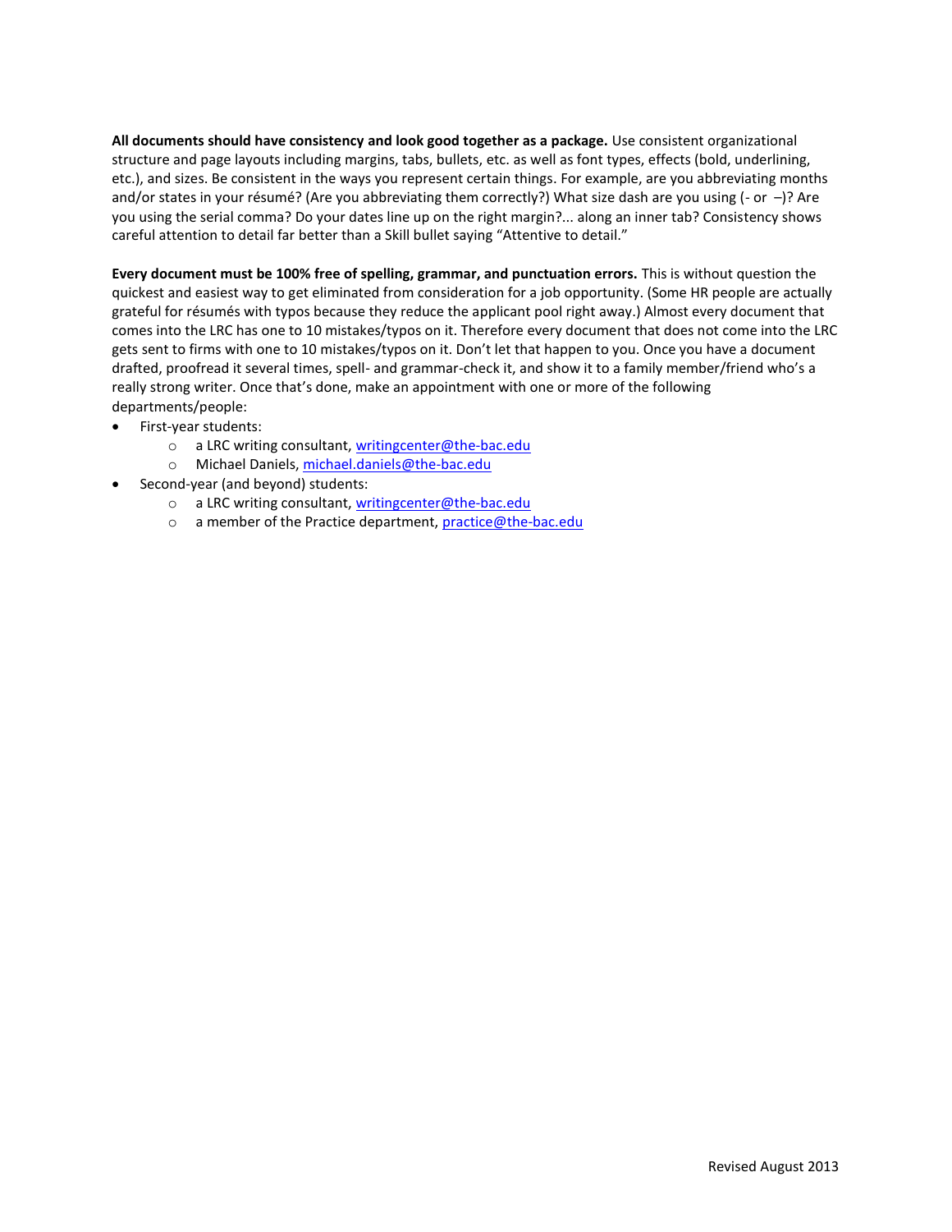**All documents should have consistency and look good together as a package.** Use consistent organizational structure and page layouts including margins, tabs, bullets, etc. as well as font types, effects (bold, underlining, etc.), and sizes. Be consistent in the ways you represent certain things. For example, are you abbreviating months and/or states in your résumé? (Are you abbreviating them correctly?) What size dash are you using (- or –)? Are you using the serial comma? Do your dates line up on the right margin?... along an inner tab? Consistency shows careful attention to detail far better than a Skill bullet saying "Attentive to detail."

**Every document must be 100% free of spelling, grammar, and punctuation errors.** This is without question the quickest and easiest way to get eliminated from consideration for a job opportunity. (Some HR people are actually grateful for résumés with typos because they reduce the applicant pool right away.) Almost every document that comes into the LRC has one to 10 mistakes/typos on it. Therefore every document that does not come into the LRC gets sent to firms with one to 10 mistakes/typos on it. Don't let that happen to you. Once you have a document drafted, proofread it several times, spell- and grammar-check it, and show it to a family member/friend who's a really strong writer. Once that's done, make an appointment with one or more of the following departments/people:

- First-year students:
  - a LRC writing consultant, writingcenter@the-bac.edu
  - Michael Daniels, michael.daniels@the-bac.edu
- Second-year (and beyond) students:
  - a LRC writing consultant, writingcenter@the-bac.edu
  - a member of the Practice department, practice@the-bac.edu

Revised August 2013